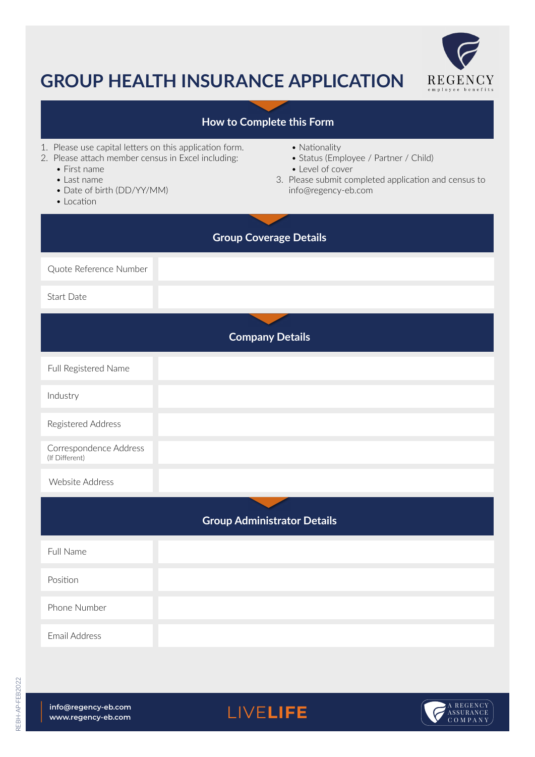# GROUP HEALTH INSURANCE APPLICATION

REGENCY
employee benefits

## How to Complete this Form

1. Please use capital letters on this application form.
2. Please attach member census in Excel including:
   - First name
   - Last name
   - Date of birth (DD/YY/MM)
   - Location
   - Nationality
   - Status (Employee / Partner / Child)
   - Level of cover
3. Please submit completed application and census to info@regency-eb.com

## Group Coverage Details

| | |
|---|---|
| Quote Reference Number | |
| Start Date | |

## Company Details

| | |
|---|---|
| Full Registered Name | |
| Industry | |
| Registered Address | |
| Correspondence Address (If Different) | |
| Website Address | |

## Group Administrator Details

| | |
|---|---|
| Full Name | |
| Position | |
| Phone Number | |
| Email Address | |

info@regency-eb.com
www.regency-eb.com

LIVE**LIFE**

A REGENCY ASSURANCE COMPANY

REBH-AP-FEB2022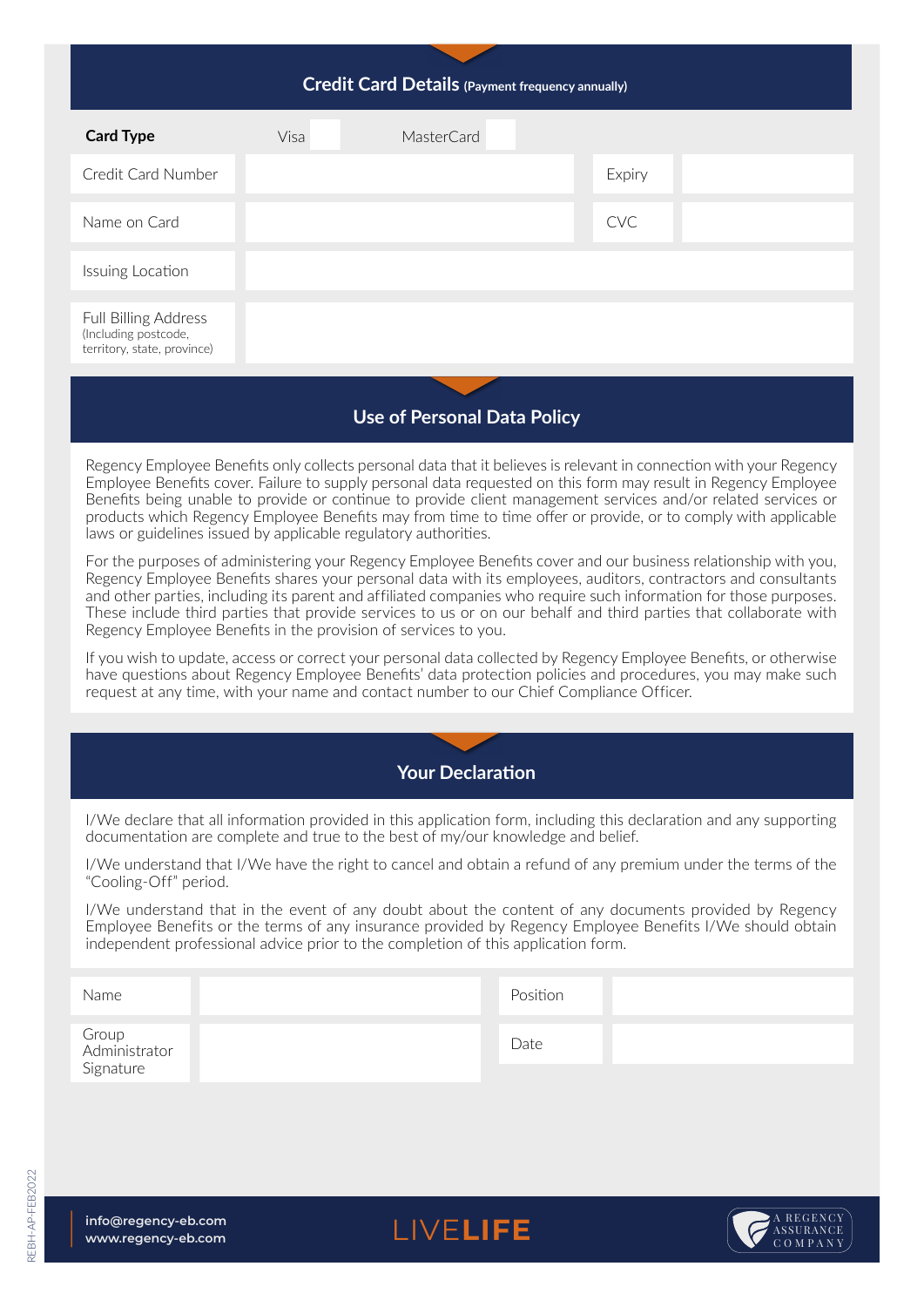## Credit Card Details (Payment frequency annually)

| | | | |
|---|---|---|---|
| **Card Type** | Visa | MasterCard | |
| Credit Card Number | | Expiry | |
| Name on Card | | CVC | |
| Issuing Location | | | |
| Full Billing Address (Including postcode, territory, state, province) | | | |

## Use of Personal Data Policy

Regency Employee Benefits only collects personal data that it believes is relevant in connection with your Regency Employee Benefits cover. Failure to supply personal data requested on this form may result in Regency Employee Benefits being unable to provide or continue to provide client management services and/or related services or products which Regency Employee Benefits may from time to time offer or provide, or to comply with applicable laws or guidelines issued by applicable regulatory authorities.

For the purposes of administering your Regency Employee Benefits cover and our business relationship with you, Regency Employee Benefits shares your personal data with its employees, auditors, contractors and consultants and other parties, including its parent and affiliated companies who require such information for those purposes. These include third parties that provide services to us or on our behalf and third parties that collaborate with Regency Employee Benefits in the provision of services to you.

If you wish to update, access or correct your personal data collected by Regency Employee Benefits, or otherwise have questions about Regency Employee Benefits' data protection policies and procedures, you may make such request at any time, with your name and contact number to our Chief Compliance Officer.

## Your Declaration

I/We declare that all information provided in this application form, including this declaration and any supporting documentation are complete and true to the best of my/our knowledge and belief.

I/We understand that I/We have the right to cancel and obtain a refund of any premium under the terms of the "Cooling-Off" period.

I/We understand that in the event of any doubt about the content of any documents provided by Regency Employee Benefits or the terms of any insurance provided by Regency Employee Benefits I/We should obtain independent professional advice prior to the completion of this application form.

| | | | |
|---|---|---|---|
| Name | | Position | |
| Group Administrator Signature | | Date | |

info@regency-eb.com
www.regency-eb.com

LIVELIFE

A REGENCY ASSURANCE COMPANY

REBH-AP-FEB2022